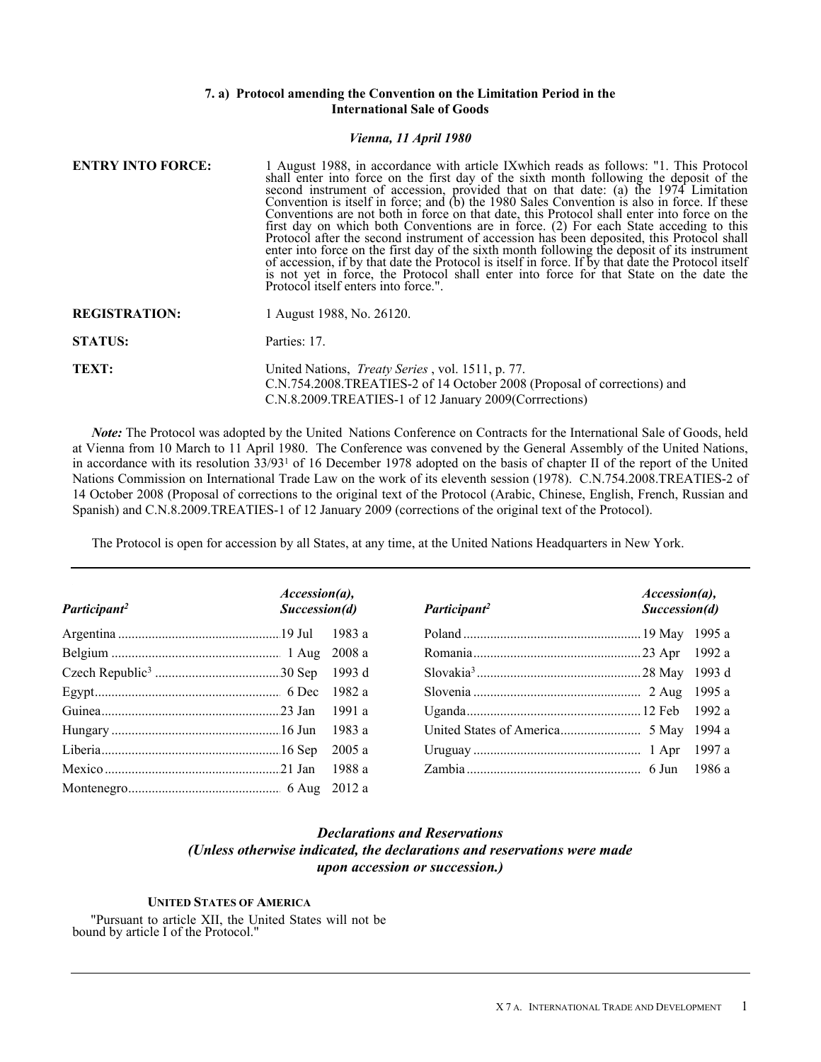### 7. a) Protocol amending the Convention on the Limitation Period in the International Sale of Goods

*Vienna, 11 April 1980*

**ENTRY INTO FORCE:** 1 August 1988, in accordance with article IXwhich reads as follows: "1. This Protocol shall enter into force on the first day of the sixth month following the deposit of the second instrument of accession, provided that on that date: (a) the 1974 Limitation Convention is itself in force; and (b) the 1980 Sales Convention is also in force. If these Conventions are not both in force on that date, this Protocol shall enter into force on the first day on which both Conventions are in force. (2) For each State acceding to this Protocol after the second instrument of accession has been deposited, this Protocol shall enter into force on the first day of the sixth month following the deposit of its instrument of accession, if by that date the Protocol is itself in force. If by that date the Protocol itself is not yet in force, the Protocol shall enter into force for that State on the date the Protocol itself enters into force.".

**REGISTRATION:** 1 August 1988, No. 26120.

**STATUS:** Parties: 17.

**TEXT:** United Nations, *Treaty Series* , vol. 1511, p. 77.
C.N.754.2008.TREATIES-2 of 14 October 2008 (Proposal of corrections) and
C.N.8.2009.TREATIES-1 of 12 January 2009(Corrrections)

*Note:* The Protocol was adopted by the United Nations Conference on Contracts for the International Sale of Goods, held at Vienna from 10 March to 11 April 1980. The Conference was convened by the General Assembly of the United Nations, in accordance with its resolution 33/93[1] of 16 December 1978 adopted on the basis of chapter II of the report of the United Nations Commission on International Trade Law on the work of its eleventh session (1978). C.N.754.2008.TREATIES-2 of 14 October 2008 (Proposal of corrections to the original text of the Protocol (Arabic, Chinese, English, French, Russian and Spanish) and C.N.8.2009.TREATIES-1 of 12 January 2009 (corrections of the original text of the Protocol).

The Protocol is open for accession by all States, at any time, at the United Nations Headquarters in New York.

| *Participant*[2] | *Accession(a), Succession(d)* |
|---|---|
| Argentina | 19 Jul 1983 a |
| Belgium | 1 Aug 2008 a |
| Czech Republic[3] | 30 Sep 1993 d |
| Egypt | 6 Dec 1982 a |
| Guinea | 23 Jan 1991 a |
| Hungary | 16 Jun 1983 a |
| Liberia | 16 Sep 2005 a |
| Mexico | 21 Jan 1988 a |
| Montenegro | 6 Aug 2012 a |
| Poland | 19 May 1995 a |
| Romania | 23 Apr 1992 a |
| Slovakia[3] | 28 May 1993 d |
| Slovenia | 2 Aug 1995 a |
| Uganda | 12 Feb 1992 a |
| United States of America | 5 May 1994 a |
| Uruguay | 1 Apr 1997 a |
| Zambia | 6 Jun 1986 a |

### *Declarations and Reservations*
### *(Unless otherwise indicated, the declarations and reservations were made upon accession or succession.)*

**UNITED STATES OF AMERICA**

"Pursuant to article XII, the United States will not be bound by article I of the Protocol."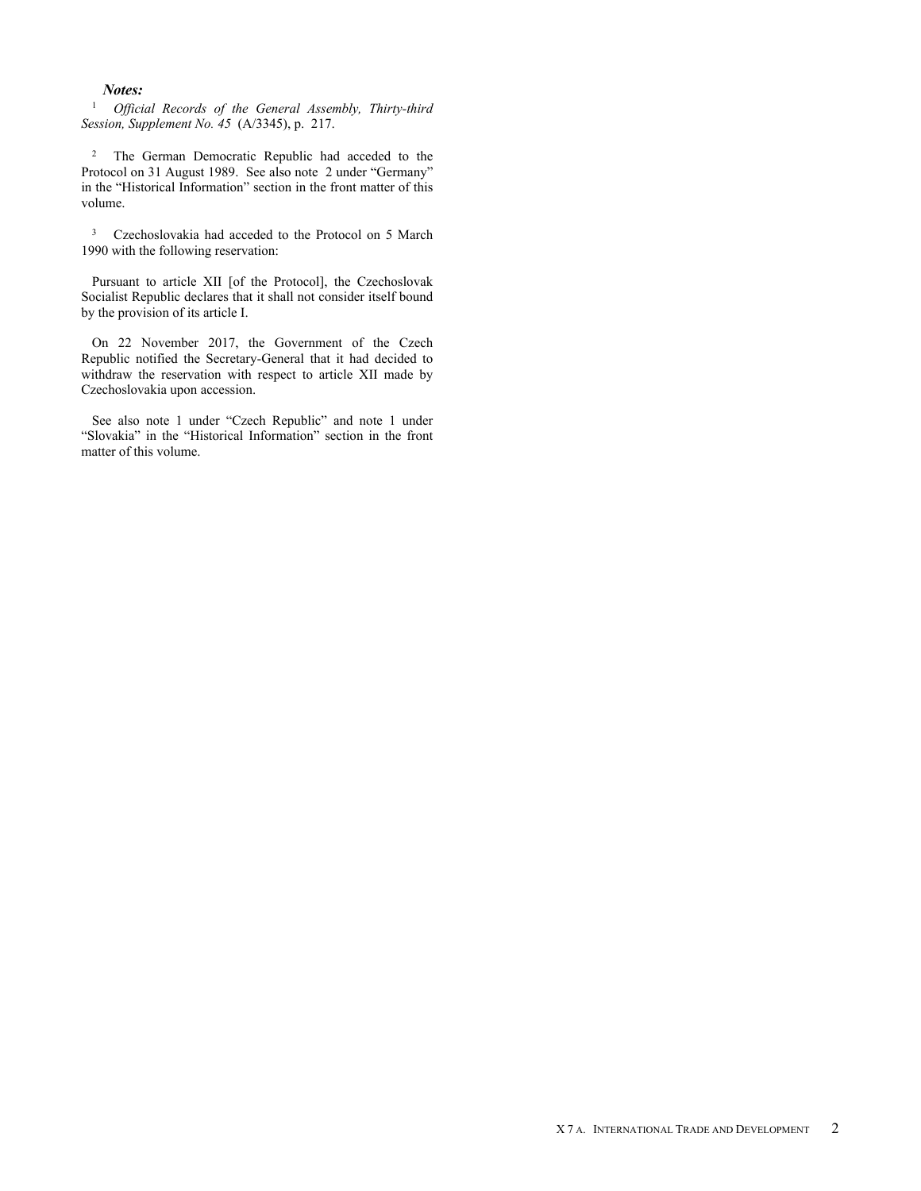***Notes:***

[1] *Official Records of the General Assembly, Thirty-third Session, Supplement No. 45* (A/3345), p. 217.

[2] The German Democratic Republic had acceded to the Protocol on 31 August 1989. See also note 2 under "Germany" in the "Historical Information" section in the front matter of this volume.

[3] Czechoslovakia had acceded to the Protocol on 5 March 1990 with the following reservation:

Pursuant to article XII [of the Protocol], the Czechoslovak Socialist Republic declares that it shall not consider itself bound by the provision of its article I.

On 22 November 2017, the Government of the Czech Republic notified the Secretary-General that it had decided to withdraw the reservation with respect to article XII made by Czechoslovakia upon accession.

See also note 1 under "Czech Republic" and note 1 under "Slovakia" in the "Historical Information" section in the front matter of this volume.